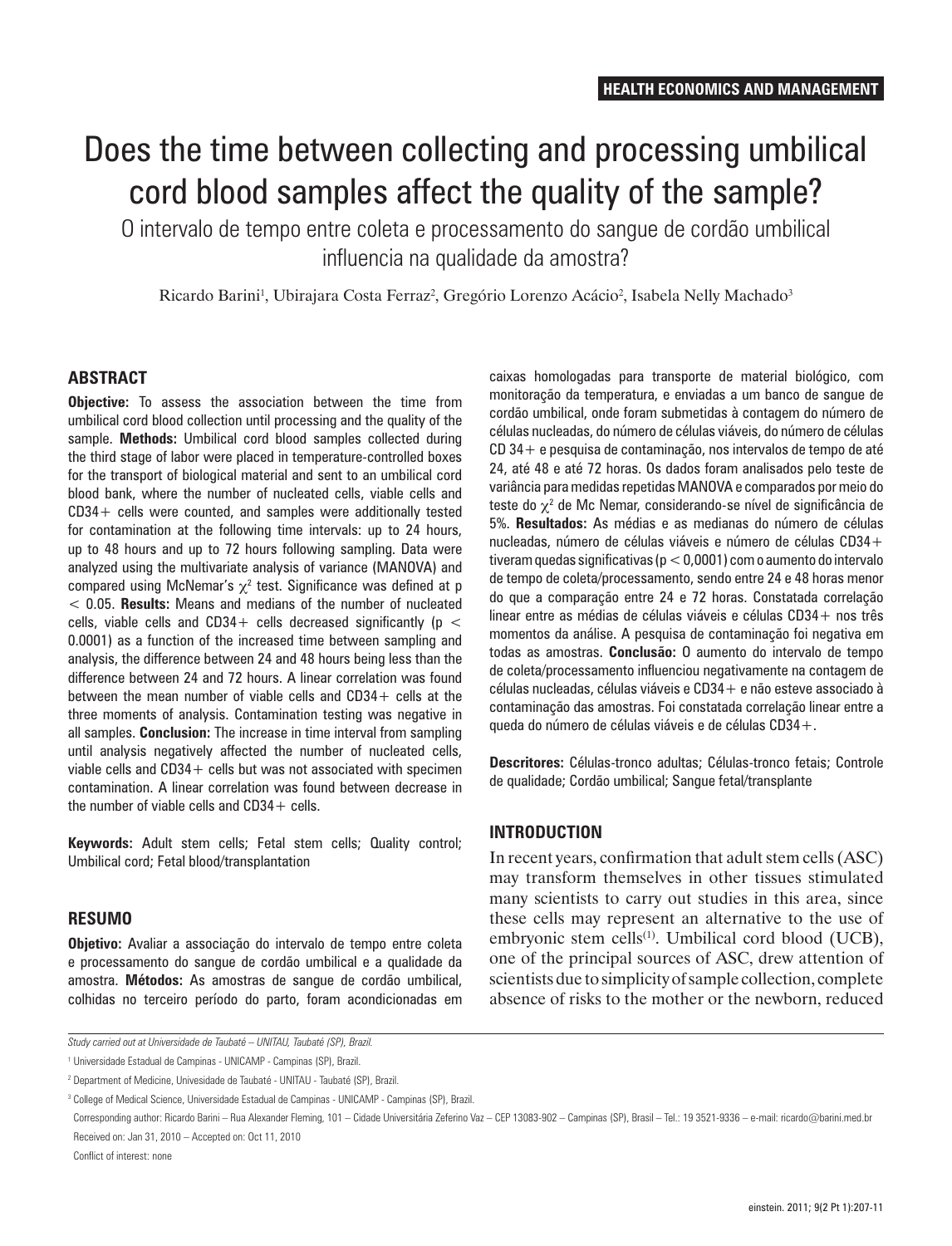HEALTH ECONOMICS AND MANAGEMENT

# Does the time between collecting and processing umbilical cord blood samples affect the quality of the sample?

## O intervalo de tempo entre coleta e processamento do sangue de cordão umbilical influencia na qualidade da amostra?

Ricardo Barini[1], Ubirajara Costa Ferraz[2], Gregório Lorenzo Acácio[2], Isabela Nelly Machado[3]

## ABSTRACT

**Objective:** To assess the association between the time from umbilical cord blood collection until processing and the quality of the sample. **Methods:** Umbilical cord blood samples collected during the third stage of labor were placed in temperature-controlled boxes for the transport of biological material and sent to an umbilical cord blood bank, where the number of nucleated cells, viable cells and CD34+ cells were counted, and samples were additionally tested for contamination at the following time intervals: up to 24 hours, up to 48 hours and up to 72 hours following sampling. Data were analyzed using the multivariate analysis of variance (MANOVA) and compared using McNemar's $\chi^2$ test. Significance was defined at $p < 0.05$. **Results:** Means and medians of the number of nucleated cells, viable cells and CD34+ cells decreased significantly ($p < 0.0001$) as a function of the increased time between sampling and analysis, the difference between 24 and 48 hours being less than the difference between 24 and 72 hours. A linear correlation was found between the mean number of viable cells and CD34+ cells at the three moments of analysis. Contamination testing was negative in all samples. **Conclusion:** The increase in time interval from sampling until analysis negatively affected the number of nucleated cells, viable cells and CD34+ cells but was not associated with specimen contamination. A linear correlation was found between decrease in the number of viable cells and CD34+ cells.

**Keywords:** Adult stem cells; Fetal stem cells; Quality control; Umbilical cord; Fetal blood/transplantation

## RESUMO

**Objetivo:** Avaliar a associação do intervalo de tempo entre coleta e processamento do sangue de cordão umbilical e a qualidade da amostra. **Métodos:** As amostras de sangue de cordão umbilical, colhidas no terceiro período do parto, foram acondicionadas em caixas homologadas para transporte de material biológico, com monitoração da temperatura, e enviadas a um banco de sangue de cordão umbilical, onde foram submetidas à contagem do número de células nucleadas, do número de células viáveis, do número de células CD 34+ e pesquisa de contaminação, nos intervalos de tempo de até 24, até 48 e até 72 horas. Os dados foram analisados pelo teste de variância para medidas repetidas MANOVA e comparados por meio do teste do $\chi^2$ de Mc Nemar, considerando-se nível de significância de 5%. **Resultados:** As médias e as medianas do número de células nucleadas, número de células viáveis e número de células CD34+ tiveram quedas significativas ($p < 0,0001$) com o aumento do intervalo de tempo de coleta/processamento, sendo entre 24 e 48 horas menor do que a comparação entre 24 e 72 horas. Constatada correlação linear entre as médias de células viáveis e células CD34+ nos três momentos da análise. A pesquisa de contaminação foi negativa em todas as amostras. **Conclusão:** O aumento do intervalo de tempo de coleta/processamento influenciou negativamente na contagem de células nucleadas, células viáveis e CD34+ e não esteve associado à contaminação das amostras. Foi constatada correlação linear entre a queda do número de células viáveis e de células CD34+.

**Descritores:** Células-tronco adultas; Células-tronco fetais; Controle de qualidade; Cordão umbilical; Sangue fetal/transplante

## INTRODUCTION

In recent years, confirmation that adult stem cells (ASC) may transform themselves in other tissues stimulated many scientists to carry out studies in this area, since these cells may represent an alternative to the use of embryonic stem cells[1]. Umbilical cord blood (UCB), one of the principal sources of ASC, drew attention of scientists due to simplicity of sample collection, complete absence of risks to the mother or the newborn, reduced

*Study carried out at Universidade de Taubaté – UNITAU, Taubaté (SP), Brazil.*

[1] Universidade Estadual de Campinas - UNICAMP - Campinas (SP), Brazil.

[2] Department of Medicine, Univesidade de Taubaté - UNITAU - Taubaté (SP), Brazil.

[3] College of Medical Science, Universidade Estadual de Campinas - UNICAMP - Campinas (SP), Brazil.

Corresponding author: Ricardo Barini – Rua Alexander Fleming, 101 – Cidade Universitária Zeferino Vaz – CEP 13083-902 – Campinas (SP), Brasil – Tel.: 19 3521-9336 – e-mail: ricardo@barini.med.br

Received on: Jan 31, 2010 – Accepted on: Oct 11, 2010

Conflict of interest: none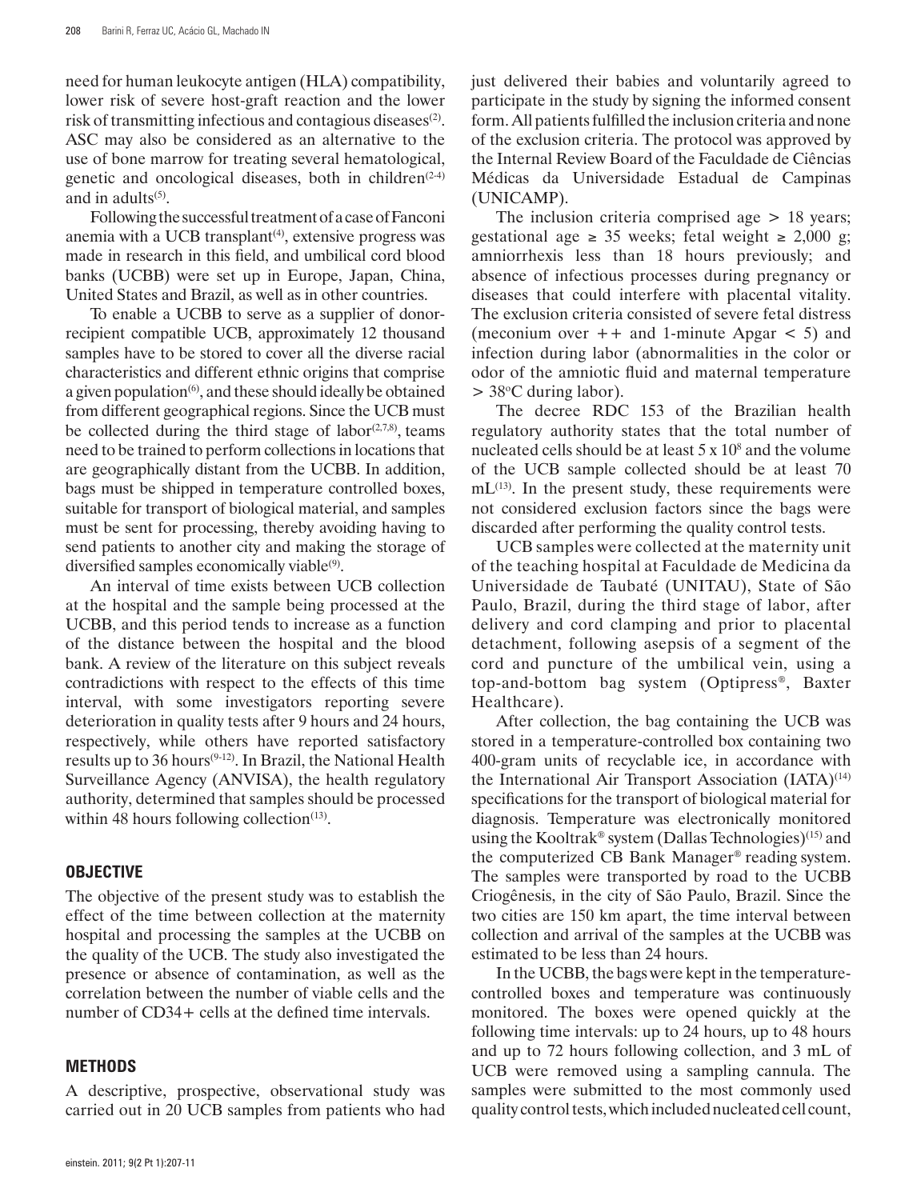need for human leukocyte antigen (HLA) compatibility, lower risk of severe host-graft reaction and the lower risk of transmitting infectious and contagious diseases[2]. ASC may also be considered as an alternative to the use of bone marrow for treating several hematological, genetic and oncological diseases, both in children[2-4] and in adults[5].

Following the successful treatment of a case of Fanconi anemia with a UCB transplant[4], extensive progress was made in research in this field, and umbilical cord blood banks (UCBB) were set up in Europe, Japan, China, United States and Brazil, as well as in other countries.

To enable a UCBB to serve as a supplier of donor-recipient compatible UCB, approximately 12 thousand samples have to be stored to cover all the diverse racial characteristics and different ethnic origins that comprise a given population[6], and these should ideally be obtained from different geographical regions. Since the UCB must be collected during the third stage of labor[2,7,8], teams need to be trained to perform collections in locations that are geographically distant from the UCBB. In addition, bags must be shipped in temperature controlled boxes, suitable for transport of biological material, and samples must be sent for processing, thereby avoiding having to send patients to another city and making the storage of diversified samples economically viable[9].

An interval of time exists between UCB collection at the hospital and the sample being processed at the UCBB, and this period tends to increase as a function of the distance between the hospital and the blood bank. A review of the literature on this subject reveals contradictions with respect to the effects of this time interval, with some investigators reporting severe deterioration in quality tests after 9 hours and 24 hours, respectively, while others have reported satisfactory results up to 36 hours[9-12]. In Brazil, the National Health Surveillance Agency (ANVISA), the health regulatory authority, determined that samples should be processed within 48 hours following collection[13].

## OBJECTIVE

The objective of the present study was to establish the effect of the time between collection at the maternity hospital and processing the samples at the UCBB on the quality of the UCB. The study also investigated the presence or absence of contamination, as well as the correlation between the number of viable cells and the number of CD34+ cells at the defined time intervals.

## METHODS

A descriptive, prospective, observational study was carried out in 20 UCB samples from patients who had just delivered their babies and voluntarily agreed to participate in the study by signing the informed consent form. All patients fulfilled the inclusion criteria and none of the exclusion criteria. The protocol was approved by the Internal Review Board of the Faculdade de Ciências Médicas da Universidade Estadual de Campinas (UNICAMP).

The inclusion criteria comprised age > 18 years; gestational age ≥ 35 weeks; fetal weight ≥ 2,000 g; amniorrhexis less than 18 hours previously; and absence of infectious processes during pregnancy or diseases that could interfere with placental vitality. The exclusion criteria consisted of severe fetal distress (meconium over ++ and 1-minute Apgar < 5) and infection during labor (abnormalities in the color or odor of the amniotic fluid and maternal temperature > 38ºC during labor).

The decree RDC 153 of the Brazilian health regulatory authority states that the total number of nucleated cells should be at least $5 \times 10^8$ and the volume of the UCB sample collected should be at least 70 mL[13]. In the present study, these requirements were not considered exclusion factors since the bags were discarded after performing the quality control tests.

UCB samples were collected at the maternity unit of the teaching hospital at Faculdade de Medicina da Universidade de Taubaté (UNITAU), State of São Paulo, Brazil, during the third stage of labor, after delivery and cord clamping and prior to placental detachment, following asepsis of a segment of the cord and puncture of the umbilical vein, using a top-and-bottom bag system (Optipress®, Baxter Healthcare).

After collection, the bag containing the UCB was stored in a temperature-controlled box containing two 400-gram units of recyclable ice, in accordance with the International Air Transport Association (IATA)[14] specifications for the transport of biological material for diagnosis. Temperature was electronically monitored using the Kooltrak® system (Dallas Technologies)[15] and the computerized CB Bank Manager® reading system. The samples were transported by road to the UCBB Criogênesis, in the city of São Paulo, Brazil. Since the two cities are 150 km apart, the time interval between collection and arrival of the samples at the UCBB was estimated to be less than 24 hours.

In the UCBB, the bags were kept in the temperature-controlled boxes and temperature was continuously monitored. The boxes were opened quickly at the following time intervals: up to 24 hours, up to 48 hours and up to 72 hours following collection, and 3 mL of UCB were removed using a sampling cannula. The samples were submitted to the most commonly used quality control tests, which included nucleated cell count,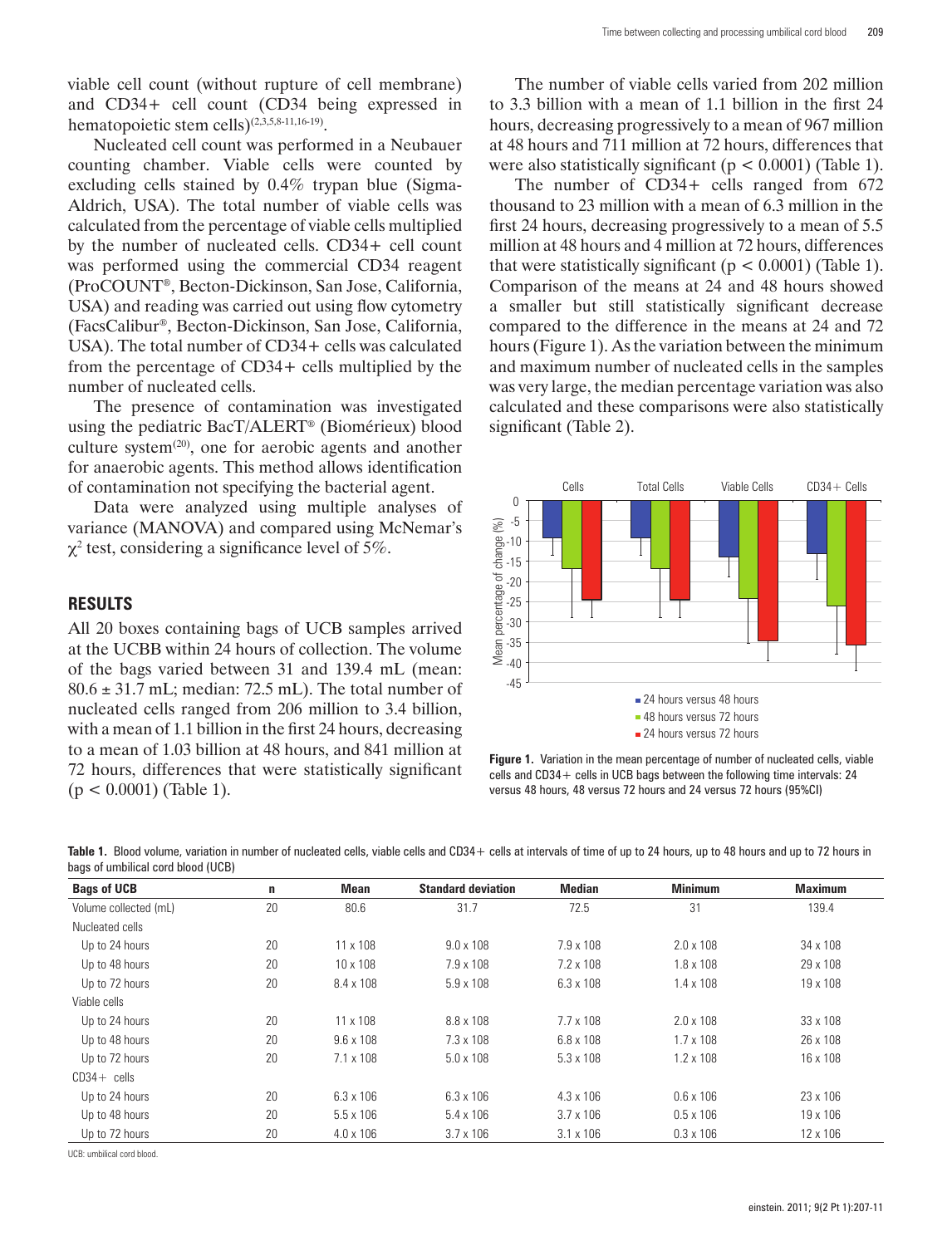viable cell count (without rupture of cell membrane) and CD34+ cell count (CD34 being expressed in hematopoietic stem cells)[2,3,5,8-11,16-19].

Nucleated cell count was performed in a Neubauer counting chamber. Viable cells were counted by excluding cells stained by 0.4% trypan blue (Sigma-Aldrich, USA). The total number of viable cells was calculated from the percentage of viable cells multiplied by the number of nucleated cells. CD34+ cell count was performed using the commercial CD34 reagent (ProCOUNT®, Becton-Dickinson, San Jose, California, USA) and reading was carried out using flow cytometry (FacsCalibur®, Becton-Dickinson, San Jose, California, USA). The total number of CD34+ cells was calculated from the percentage of CD34+ cells multiplied by the number of nucleated cells.

The presence of contamination was investigated using the pediatric BacT/ALERT® (Biomérieux) blood culture system[20], one for aerobic agents and another for anaerobic agents. This method allows identification of contamination not specifying the bacterial agent.

Data were analyzed using multiple analyses of variance (MANOVA) and compared using McNemar's $\chi^2$ test, considering a significance level of 5%.

## RESULTS

All 20 boxes containing bags of UCB samples arrived at the UCBB within 24 hours of collection. The volume of the bags varied between 31 and 139.4 mL (mean: $80.6 \pm 31.7$ mL; median: 72.5 mL). The total number of nucleated cells ranged from 206 million to 3.4 billion, with a mean of 1.1 billion in the first 24 hours, decreasing to a mean of 1.03 billion at 48 hours, and 841 million at 72 hours, differences that were statistically significant ($p < 0.0001$) (Table 1).

The number of viable cells varied from 202 million to 3.3 billion with a mean of 1.1 billion in the first 24 hours, decreasing progressively to a mean of 967 million at 48 hours and 711 million at 72 hours, differences that were also statistically significant ($p < 0.0001$) (Table 1).

The number of CD34+ cells ranged from 672 thousand to 23 million with a mean of 6.3 million in the first 24 hours, decreasing progressively to a mean of 5.5 million at 48 hours and 4 million at 72 hours, differences that were statistically significant ($p < 0.0001$) (Table 1). Comparison of the means at 24 and 48 hours showed a smaller but still statistically significant decrease compared to the difference in the means at 24 and 72 hours (Figure 1). As the variation between the minimum and maximum number of nucleated cells in the samples was very large, the median percentage variation was also calculated and these comparisons were also statistically significant (Table 2).

**Figure 1.** Variation in the mean percentage of number of nucleated cells, viable cells and CD34+ cells in UCB bags between the following time intervals: 24 versus 48 hours, 48 versus 72 hours and 24 versus 72 hours (95%CI)

**Table 1.** Blood volume, variation in number of nucleated cells, viable cells and CD34+ cells at intervals of time of up to 24 hours, up to 48 hours and up to 72 hours in bags of umbilical cord blood (UCB)

| Bags of UCB | n | Mean | Standard deviation | Median | Minimum | Maximum |
|---|---|---|---|---|---|---|
| Volume collected (mL) | 20 | 80.6 | 31.7 | 72.5 | 31 | 139.4 |
| Nucleated cells | | | | | | |
| Up to 24 hours | 20 | $11 \times 10^8$ | $9.0 \times 10^8$ | $7.9 \times 10^8$ | $2.0 \times 10^8$ | $34 \times 10^8$ |
| Up to 48 hours | 20 | $10 \times 10^8$ | $7.9 \times 10^8$ | $7.2 \times 10^8$ | $1.8 \times 10^8$ | $29 \times 10^8$ |
| Up to 72 hours | 20 | $8.4 \times 10^8$ | $5.9 \times 10^8$ | $6.3 \times 10^8$ | $1.4 \times 10^8$ | $19 \times 10^8$ |
| Viable cells | | | | | | |
| Up to 24 hours | 20 | $11 \times 10^8$ | $8.8 \times 10^8$ | $7.7 \times 10^8$ | $2.0 \times 10^8$ | $33 \times 10^8$ |
| Up to 48 hours | 20 | $9.6 \times 10^8$ | $7.3 \times 10^8$ | $6.8 \times 10^8$ | $1.7 \times 10^8$ | $26 \times 10^8$ |
| Up to 72 hours | 20 | $7.1 \times 10^8$ | $5.0 \times 10^8$ | $5.3 \times 10^8$ | $1.2 \times 10^8$ | $16 \times 10^8$ |
| CD34+ cells | | | | | | |
| Up to 24 hours | 20 | $6.3 \times 10^6$ | $6.3 \times 10^6$ | $4.3 \times 10^6$ | $0.6 \times 10^6$ | $23 \times 10^6$ |
| Up to 48 hours | 20 | $5.5 \times 10^6$ | $5.4 \times 10^6$ | $3.7 \times 10^6$ | $0.5 \times 10^6$ | $19 \times 10^6$ |
| Up to 72 hours | 20 | $4.0 \times 10^6$ | $3.7 \times 10^6$ | $3.1 \times 10^6$ | $0.3 \times 10^6$ | $12 \times 10^6$ |

UCB: umbilical cord blood.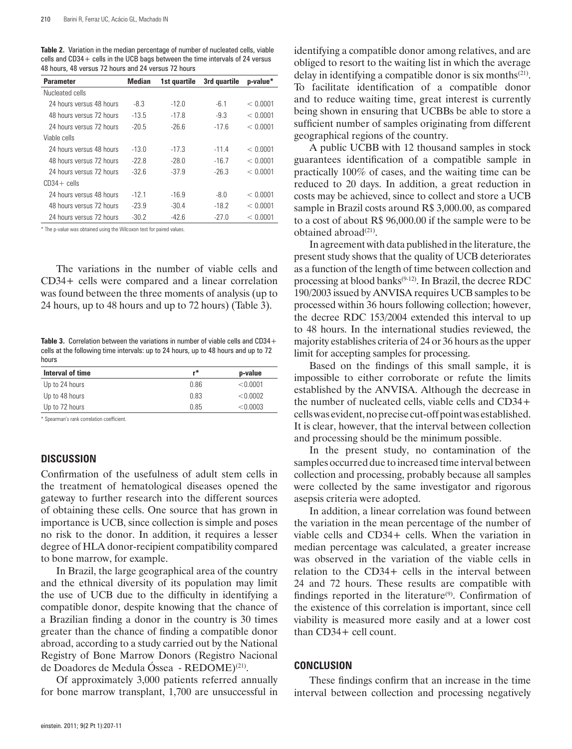**Table 2.** Variation in the median percentage of number of nucleated cells, viable cells and CD34+ cells in the UCB bags between the time intervals of 24 versus 48 hours, 48 versus 72 hours and 24 versus 72 hours

| Parameter | Median | 1st quartile | 3rd quartile | p-value* |
|---|---|---|---|---|
| Nucleated cells | | | | |
| 24 hours versus 48 hours | -8.3 | -12.0 | -6.1 | < 0.0001 |
| 48 hours versus 72 hours | -13.5 | -17.8 | -9.3 | < 0.0001 |
| 24 hours versus 72 hours | -20.5 | -26.6 | -17.6 | < 0.0001 |
| Viable cells | | | | |
| 24 hours versus 48 hours | -13.0 | -17.3 | -11.4 | < 0.0001 |
| 48 hours versus 72 hours | -22.8 | -28.0 | -16.7 | < 0.0001 |
| 24 hours versus 72 hours | -32.6 | -37.9 | -26.3 | < 0.0001 |
| CD34+ cells | | | | |
| 24 hours versus 48 hours | -12.1 | -16.9 | -8.0 | < 0.0001 |
| 48 hours versus 72 hours | -23.9 | -30.4 | -18.2 | < 0.0001 |
| 24 hours versus 72 hours | -30.2 | -42.6 | -27.0 | < 0.0001 |

\* The p-value was obtained using the Wilcoxon test for paired values.

The variations in the number of viable cells and CD34+ cells were compared and a linear correlation was found between the three moments of analysis (up to 24 hours, up to 48 hours and up to 72 hours) (Table 3).

**Table 3.** Correlation between the variations in number of viable cells and CD34+ cells at the following time intervals: up to 24 hours, up to 48 hours and up to 72 hours

| Interval of time | r* | p-value |
|---|---|---|
| Up to 24 hours | 0.86 | <0.0001 |
| Up to 48 hours | 0.83 | <0.0002 |
| Up to 72 hours | 0.85 | <0.0003 |

\* Spearman's rank correlation coefficient.

## DISCUSSION

Confirmation of the usefulness of adult stem cells in the treatment of hematological diseases opened the gateway to further research into the different sources of obtaining these cells. One source that has grown in importance is UCB, since collection is simple and poses no risk to the donor. In addition, it requires a lesser degree of HLA donor-recipient compatibility compared to bone marrow, for example.

In Brazil, the large geographical area of the country and the ethnical diversity of its population may limit the use of UCB due to the difficulty in identifying a compatible donor, despite knowing that the chance of a Brazilian finding a donor in the country is 30 times greater than the chance of finding a compatible donor abroad, according to a study carried out by the National Registry of Bone Marrow Donors (Registro Nacional de Doadores de Medula Óssea - REDOME)[21].

Of approximately 3,000 patients referred annually for bone marrow transplant, 1,700 are unsuccessful in identifying a compatible donor among relatives, and are obliged to resort to the waiting list in which the average delay in identifying a compatible donor is six months[21]. To facilitate identification of a compatible donor and to reduce waiting time, great interest is currently being shown in ensuring that UCBBs be able to store a sufficient number of samples originating from different geographical regions of the country.

A public UCBB with 12 thousand samples in stock guarantees identification of a compatible sample in practically 100% of cases, and the waiting time can be reduced to 20 days. In addition, a great reduction in costs may be achieved, since to collect and store a UCB sample in Brazil costs around R$ 3,000.00, as compared to a cost of about R$ 96,000.00 if the sample were to be obtained abroad[21].

In agreement with data published in the literature, the present study shows that the quality of UCB deteriorates as a function of the length of time between collection and processing at blood banks[9-12]. In Brazil, the decree RDC 190/2003 issued by ANVISA requires UCB samples to be processed within 36 hours following collection; however, the decree RDC 153/2004 extended this interval to up to 48 hours. In the international studies reviewed, the majority establishes criteria of 24 or 36 hours as the upper limit for accepting samples for processing.

Based on the findings of this small sample, it is impossible to either corroborate or refute the limits established by the ANVISA. Although the decrease in the number of nucleated cells, viable cells and CD34+ cells was evident, no precise cut-off point was established. It is clear, however, that the interval between collection and processing should be the minimum possible.

In the present study, no contamination of the samples occurred due to increased time interval between collection and processing, probably because all samples were collected by the same investigator and rigorous asepsis criteria were adopted.

In addition, a linear correlation was found between the variation in the mean percentage of the number of viable cells and CD34+ cells. When the variation in median percentage was calculated, a greater increase was observed in the variation of the viable cells in relation to the CD34+ cells in the interval between 24 and 72 hours. These results are compatible with findings reported in the literature[9]. Confirmation of the existence of this correlation is important, since cell viability is measured more easily and at a lower cost than CD34+ cell count.

## CONCLUSION

These findings confirm that an increase in the time interval between collection and processing negatively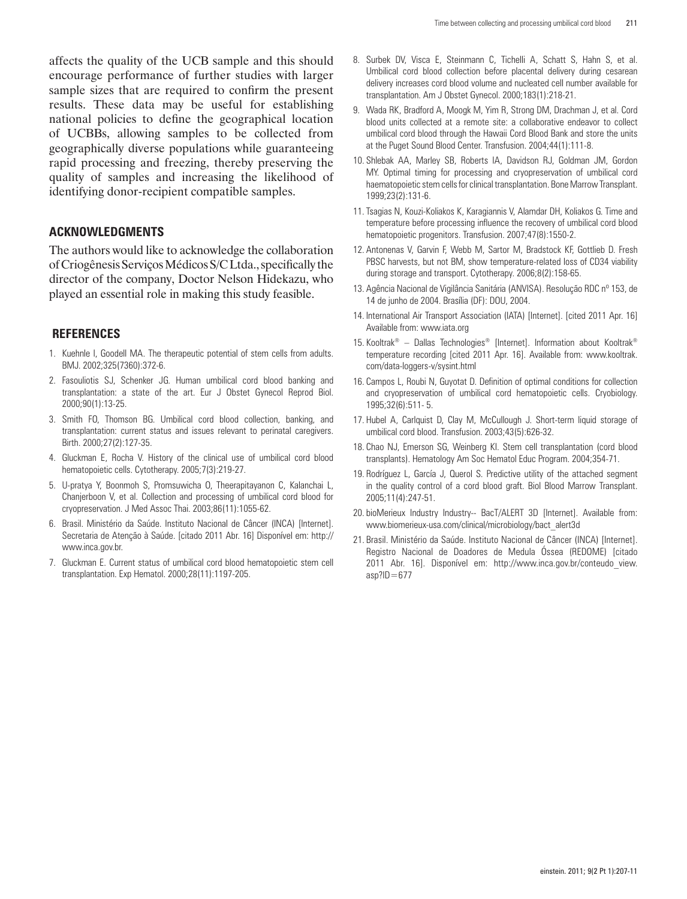affects the quality of the UCB sample and this should encourage performance of further studies with larger sample sizes that are required to confirm the present results. These data may be useful for establishing national policies to define the geographical location of UCBBs, allowing samples to be collected from geographically diverse populations while guaranteeing rapid processing and freezing, thereby preserving the quality of samples and increasing the likelihood of identifying donor-recipient compatible samples.

## ACKNOWLEDGMENTS

The authors would like to acknowledge the collaboration of Criogênesis Serviços Médicos S/C Ltda., specifically the director of the company, Doctor Nelson Hidekazu, who played an essential role in making this study feasible.

## REFERENCES

1. Kuehnle I, Goodell MA. The therapeutic potential of stem cells from adults. BMJ. 2002;325(7360):372-6.
2. Fasouliotis SJ, Schenker JG. Human umbilical cord blood banking and transplantation: a state of the art. Eur J Obstet Gynecol Reprod Biol. 2000;90(1):13-25.
3. Smith FO, Thomson BG. Umbilical cord blood collection, banking, and transplantation: current status and issues relevant to perinatal caregivers. Birth. 2000;27(2):127-35.
4. Gluckman E, Rocha V. History of the clinical use of umbilical cord blood hematopoietic cells. Cytotherapy. 2005;7(3):219-27.
5. U-pratya Y, Boonmoh S, Promsuwicha O, Theerapitayanon C, Kalanchai L, Chanjerboon V, et al. Collection and processing of umbilical cord blood for cryopreservation. J Med Assoc Thai. 2003;86(11):1055-62.
6. Brasil. Ministério da Saúde. Instituto Nacional de Câncer (INCA) [Internet]. Secretaria de Atenção à Saúde. [citado 2011 Abr. 16] Disponível em: http://www.inca.gov.br.
7. Gluckman E. Current status of umbilical cord blood hematopoietic stem cell transplantation. Exp Hematol. 2000;28(11):1197-205.
8. Surbek DV, Visca E, Steinmann C, Tichelli A, Schatt S, Hahn S, et al. Umbilical cord blood collection before placental delivery during cesarean delivery increases cord blood volume and nucleated cell number available for transplantation. Am J Obstet Gynecol. 2000;183(1):218-21.
9. Wada RK, Bradford A, Moogk M, Yim R, Strong DM, Drachman J, et al. Cord blood units collected at a remote site: a collaborative endeavor to collect umbilical cord blood through the Hawaii Cord Blood Bank and store the units at the Puget Sound Blood Center. Transfusion. 2004;44(1):111-8.
10. Shlebak AA, Marley SB, Roberts IA, Davidson RJ, Goldman JM, Gordon MY. Optimal timing for processing and cryopreservation of umbilical cord haematopoietic stem cells for clinical transplantation. Bone Marrow Transplant. 1999;23(2):131-6.
11. Tsagias N, Kouzi-Koliakos K, Karagiannis V, Alamdar DH, Koliakos G. Time and temperature before processing influence the recovery of umbilical cord blood hematopoietic progenitors. Transfusion. 2007;47(8):1550-2.
12. Antonenas V, Garvin F, Webb M, Sartor M, Bradstock KF, Gottlieb D. Fresh PBSC harvests, but not BM, show temperature-related loss of CD34 viability during storage and transport. Cytotherapy. 2006;8(2):158-65.
13. Agência Nacional de Vigilância Sanitária (ANVISA). Resolução RDC nº 153, de 14 de junho de 2004. Brasília (DF): DOU, 2004.
14. International Air Transport Association (IATA) [Internet]. [cited 2011 Apr. 16] Available from: www.iata.org
15. Kooltrak® – Dallas Technologies® [Internet]. Information about Kooltrak® temperature recording [cited 2011 Apr. 16]. Available from: www.kooltrak.com/data-loggers-v/sysint.html
16. Campos L, Roubi N, Guyotat D. Definition of optimal conditions for collection and cryopreservation of umbilical cord hematopoietic cells. Cryobiology. 1995;32(6):511- 5.
17. Hubel A, Carlquist D, Clay M, McCullough J. Short-term liquid storage of umbilical cord blood. Transfusion. 2003;43(5):626-32.
18. Chao NJ, Emerson SG, Weinberg KI. Stem cell transplantation (cord blood transplants). Hematology Am Soc Hematol Educ Program. 2004;354-71.
19. Rodríguez L, García J, Querol S. Predictive utility of the attached segment in the quality control of a cord blood graft. Biol Blood Marrow Transplant. 2005;11(4):247-51.
20. bioMerieux Industry Industry-- BacT/ALERT 3D [Internet]. Available from: www.biomerieux-usa.com/clinical/microbiology/bact_alert3d
21. Brasil. Ministério da Saúde. Instituto Nacional de Câncer (INCA) [Internet]. Registro Nacional de Doadores de Medula Óssea (REDOME) [citado 2011 Abr. 16]. Disponível em: http://www.inca.gov.br/conteudo_view.asp?ID=677